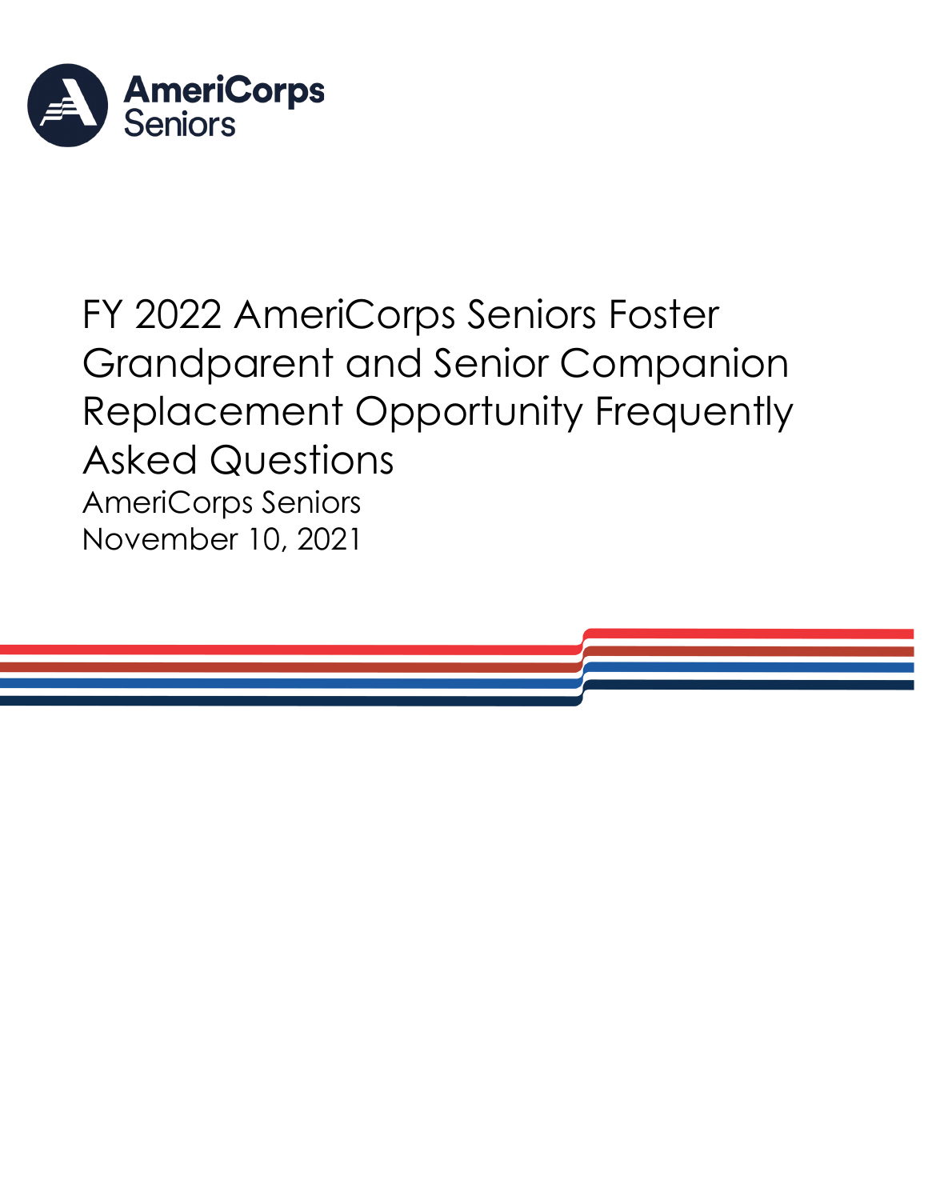AmeriCorps Seniors

# FY 2022 AmeriCorps Seniors Foster Grandparent and Senior Companion Replacement Opportunity Frequently Asked Questions

AmeriCorps Seniors

November 10, 2021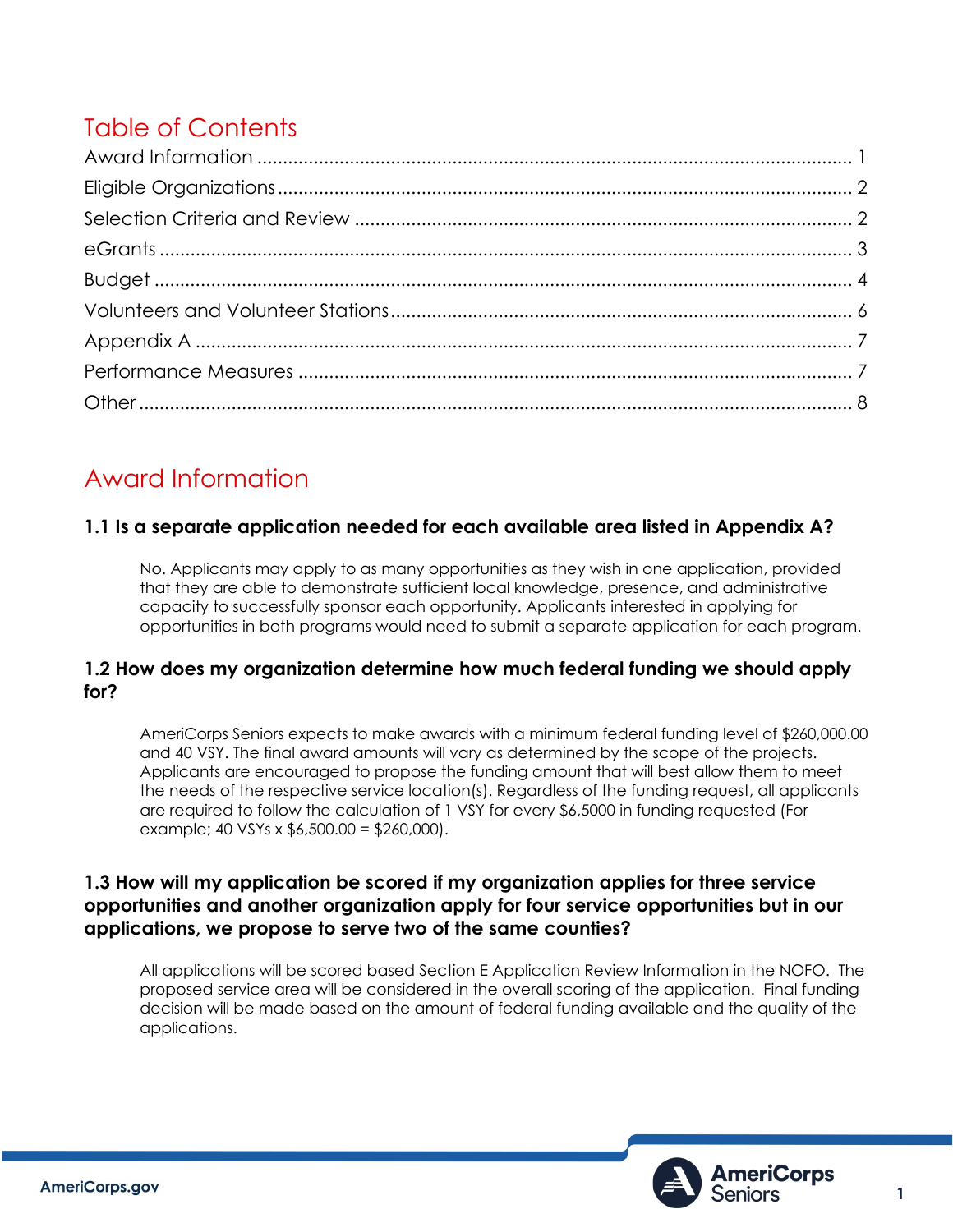# Table of Contents

Award Information ........................................................................................................ 1
Eligible Organizations ................................................................................................. 2
Selection Criteria and Review ..................................................................................... 2
eGrants .......................................................................................................................... 3
Budget ........................................................................................................................... 4
Volunteers and Volunteer Stations .............................................................................. 6
Appendix A ................................................................................................................... 7
Performance Measures ................................................................................................. 7
Other .............................................................................................................................. 8

# Award Information

### 1.1 Is a separate application needed for each available area listed in Appendix A?

No. Applicants may apply to as many opportunities as they wish in one application, provided that they are able to demonstrate sufficient local knowledge, presence, and administrative capacity to successfully sponsor each opportunity. Applicants interested in applying for opportunities in both programs would need to submit a separate application for each program.

### 1.2 How does my organization determine how much federal funding we should apply for?

AmeriCorps Seniors expects to make awards with a minimum federal funding level of $260,000.00 and 40 VSY. The final award amounts will vary as determined by the scope of the projects. Applicants are encouraged to propose the funding amount that will best allow them to meet the needs of the respective service location(s). Regardless of the funding request, all applicants are required to follow the calculation of 1 VSY for every $6,5000 in funding requested (For example; 40 VSYs x $6,500.00 = $260,000).

### 1.3 How will my application be scored if my organization applies for three service opportunities and another organization apply for four service opportunities but in our applications, we propose to serve two of the same counties?

All applications will be scored based Section E Application Review Information in the NOFO. The proposed service area will be considered in the overall scoring of the application. Final funding decision will be made based on the amount of federal funding available and the quality of the applications.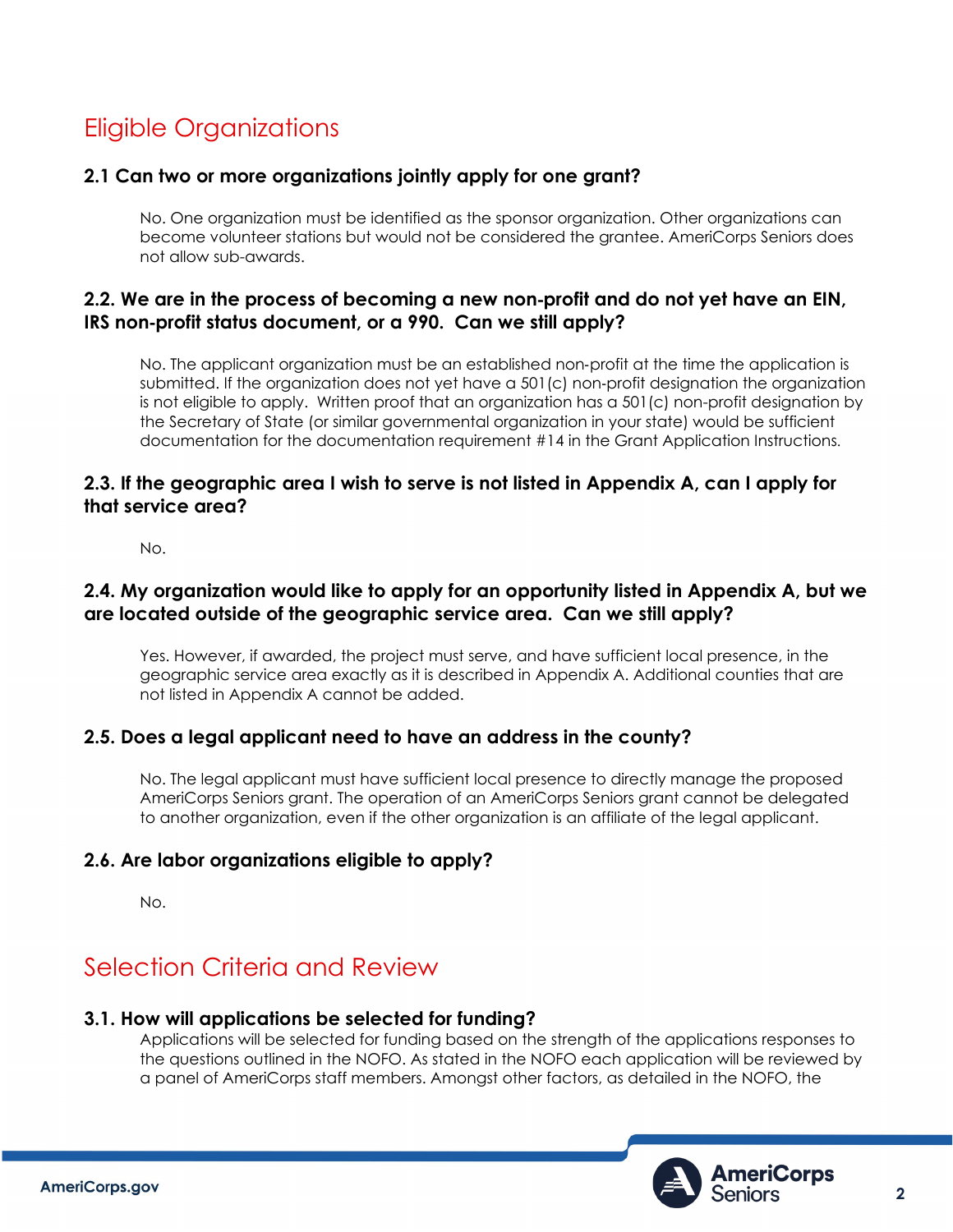## Eligible Organizations

### 2.1 Can two or more organizations jointly apply for one grant?

No. One organization must be identified as the sponsor organization. Other organizations can become volunteer stations but would not be considered the grantee. AmeriCorps Seniors does not allow sub-awards.

### 2.2. We are in the process of becoming a new non-profit and do not yet have an EIN, IRS non-profit status document, or a 990. Can we still apply?

No. The applicant organization must be an established non-profit at the time the application is submitted. If the organization does not yet have a 501(c) non-profit designation the organization is not eligible to apply. Written proof that an organization has a 501(c) non-profit designation by the Secretary of State (or similar governmental organization in your state) would be sufficient documentation for the documentation requirement #14 in the Grant Application Instructions.

### 2.3. If the geographic area I wish to serve is not listed in Appendix A, can I apply for that service area?

No.

### 2.4. My organization would like to apply for an opportunity listed in Appendix A, but we are located outside of the geographic service area. Can we still apply?

Yes. However, if awarded, the project must serve, and have sufficient local presence, in the geographic service area exactly as it is described in Appendix A. Additional counties that are not listed in Appendix A cannot be added.

### 2.5. Does a legal applicant need to have an address in the county?

No. The legal applicant must have sufficient local presence to directly manage the proposed AmeriCorps Seniors grant. The operation of an AmeriCorps Seniors grant cannot be delegated to another organization, even if the other organization is an affiliate of the legal applicant.

### 2.6. Are labor organizations eligible to apply?

No.

## Selection Criteria and Review

### 3.1. How will applications be selected for funding?

Applications will be selected for funding based on the strength of the applications responses to the questions outlined in the NOFO. As stated in the NOFO each application will be reviewed by a panel of AmeriCorps staff members. Amongst other factors, as detailed in the NOFO, the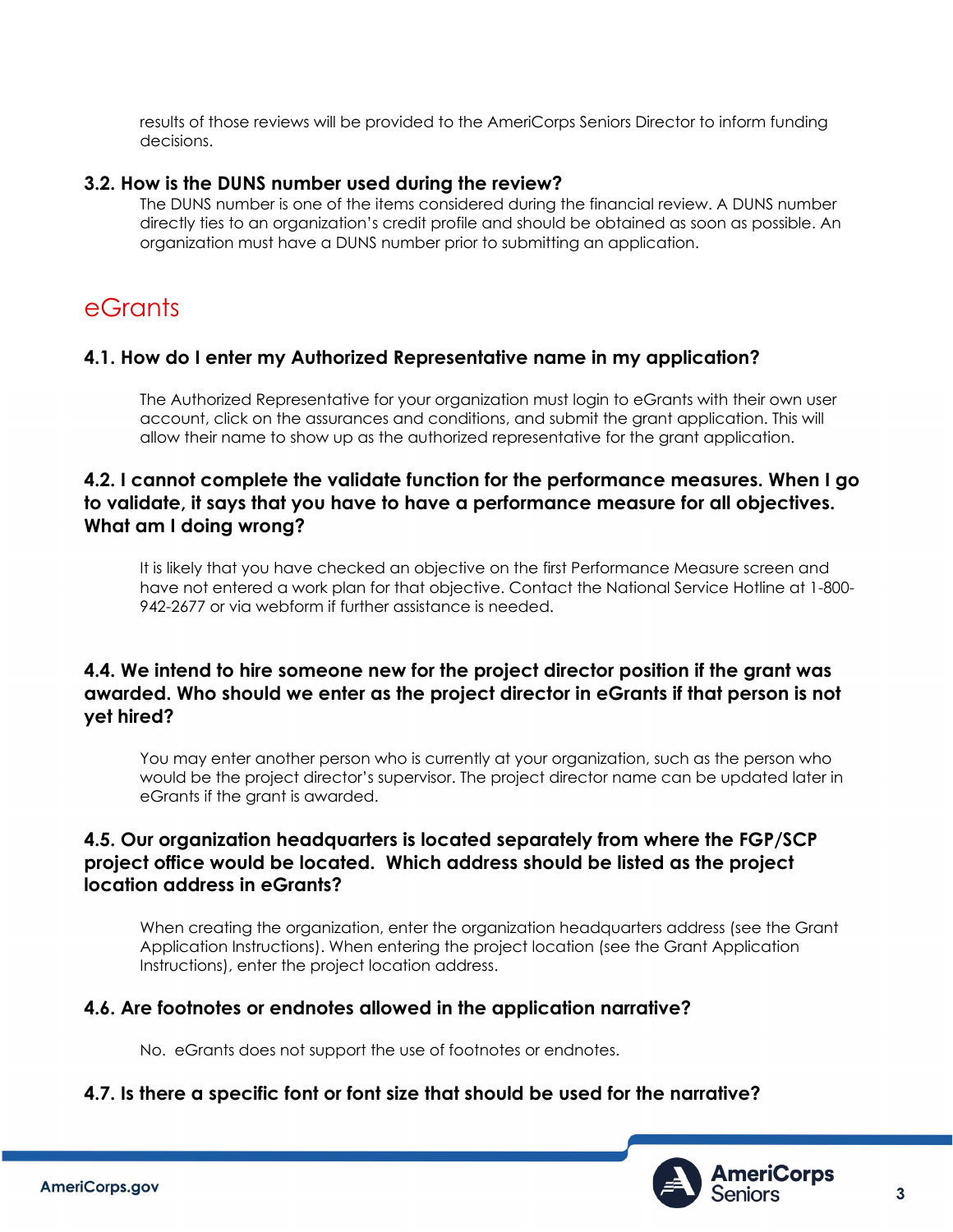results of those reviews will be provided to the AmeriCorps Seniors Director to inform funding decisions.

### 3.2. How is the DUNS number used during the review?

The DUNS number is one of the items considered during the financial review. A DUNS number directly ties to an organization's credit profile and should be obtained as soon as possible. An organization must have a DUNS number prior to submitting an application.

## eGrants

### 4.1. How do I enter my Authorized Representative name in my application?

The Authorized Representative for your organization must login to eGrants with their own user account, click on the assurances and conditions, and submit the grant application. This will allow their name to show up as the authorized representative for the grant application.

### 4.2. I cannot complete the validate function for the performance measures. When I go to validate, it says that you have to have a performance measure for all objectives. What am I doing wrong?

It is likely that you have checked an objective on the first Performance Measure screen and have not entered a work plan for that objective. Contact the National Service Hotline at 1-800-942-2677 or via webform if further assistance is needed.

### 4.4. We intend to hire someone new for the project director position if the grant was awarded. Who should we enter as the project director in eGrants if that person is not yet hired?

You may enter another person who is currently at your organization, such as the person who would be the project director's supervisor. The project director name can be updated later in eGrants if the grant is awarded.

### 4.5. Our organization headquarters is located separately from where the FGP/SCP project office would be located. Which address should be listed as the project location address in eGrants?

When creating the organization, enter the organization headquarters address (see the Grant Application Instructions). When entering the project location (see the Grant Application Instructions), enter the project location address.

### 4.6. Are footnotes or endnotes allowed in the application narrative?

No. eGrants does not support the use of footnotes or endnotes.

### 4.7. Is there a specific font or font size that should be used for the narrative?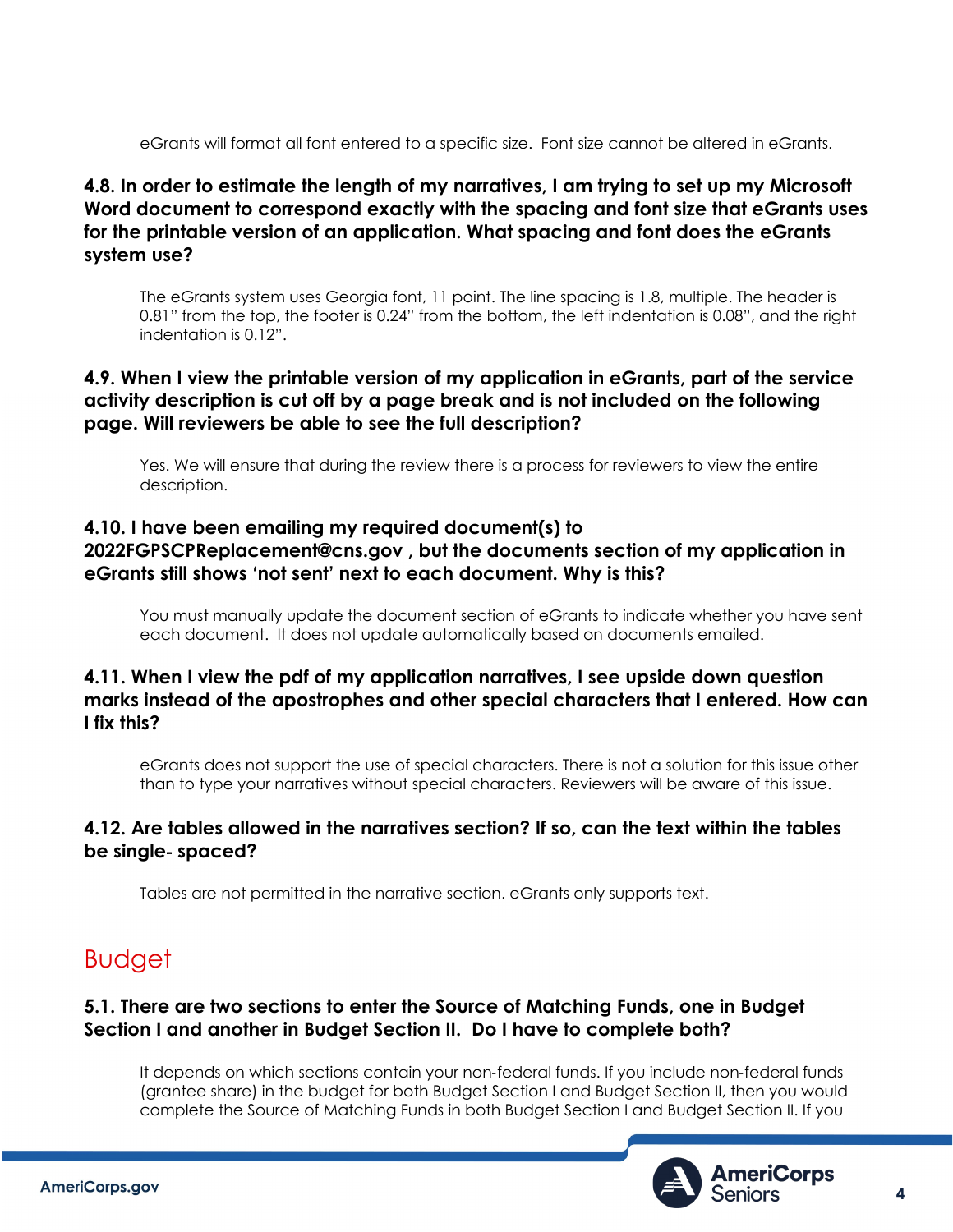eGrants will format all font entered to a specific size. Font size cannot be altered in eGrants.

### 4.8. In order to estimate the length of my narratives, I am trying to set up my Microsoft Word document to correspond exactly with the spacing and font size that eGrants uses for the printable version of an application. What spacing and font does the eGrants system use?

The eGrants system uses Georgia font, 11 point. The line spacing is 1.8, multiple. The header is 0.81" from the top, the footer is 0.24" from the bottom, the left indentation is 0.08", and the right indentation is 0.12".

### 4.9. When I view the printable version of my application in eGrants, part of the service activity description is cut off by a page break and is not included on the following page. Will reviewers be able to see the full description?

Yes. We will ensure that during the review there is a process for reviewers to view the entire description.

### 4.10. I have been emailing my required document(s) to 2022FGPSCPReplacement@cns.gov , but the documents section of my application in eGrants still shows 'not sent' next to each document. Why is this?

You must manually update the document section of eGrants to indicate whether you have sent each document. It does not update automatically based on documents emailed.

### 4.11. When I view the pdf of my application narratives, I see upside down question marks instead of the apostrophes and other special characters that I entered. How can I fix this?

eGrants does not support the use of special characters. There is not a solution for this issue other than to type your narratives without special characters. Reviewers will be aware of this issue.

### 4.12. Are tables allowed in the narratives section? If so, can the text within the tables be single- spaced?

Tables are not permitted in the narrative section. eGrants only supports text.

## Budget

### 5.1. There are two sections to enter the Source of Matching Funds, one in Budget Section I and another in Budget Section II. Do I have to complete both?

It depends on which sections contain your non-federal funds. If you include non-federal funds (grantee share) in the budget for both Budget Section I and Budget Section II, then you would complete the Source of Matching Funds in both Budget Section I and Budget Section II. If you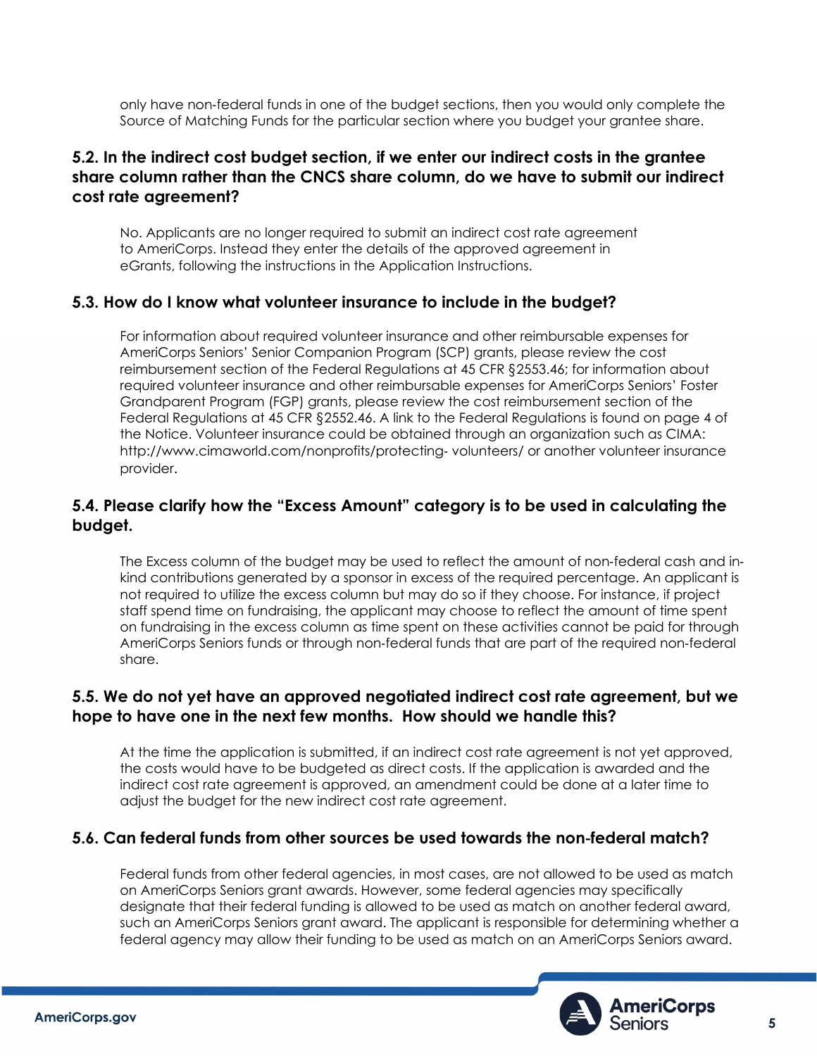only have non-federal funds in one of the budget sections, then you would only complete the Source of Matching Funds for the particular section where you budget your grantee share.

### 5.2. In the indirect cost budget section, if we enter our indirect costs in the grantee share column rather than the CNCS share column, do we have to submit our indirect cost rate agreement?

No. Applicants are no longer required to submit an indirect cost rate agreement to AmeriCorps. Instead they enter the details of the approved agreement in eGrants, following the instructions in the Application Instructions.

### 5.3. How do I know what volunteer insurance to include in the budget?

For information about required volunteer insurance and other reimbursable expenses for AmeriCorps Seniors' Senior Companion Program (SCP) grants, please review the cost reimbursement section of the Federal Regulations at 45 CFR §2553.46; for information about required volunteer insurance and other reimbursable expenses for AmeriCorps Seniors' Foster Grandparent Program (FGP) grants, please review the cost reimbursement section of the Federal Regulations at 45 CFR §2552.46. A link to the Federal Regulations is found on page 4 of the Notice. Volunteer insurance could be obtained through an organization such as CIMA: http://www.cimaworld.com/nonprofits/protecting- volunteers/ or another volunteer insurance provider.

### 5.4. Please clarify how the "Excess Amount" category is to be used in calculating the budget.

The Excess column of the budget may be used to reflect the amount of non-federal cash and in-kind contributions generated by a sponsor in excess of the required percentage. An applicant is not required to utilize the excess column but may do so if they choose. For instance, if project staff spend time on fundraising, the applicant may choose to reflect the amount of time spent on fundraising in the excess column as time spent on these activities cannot be paid for through AmeriCorps Seniors funds or through non-federal funds that are part of the required non-federal share.

### 5.5. We do not yet have an approved negotiated indirect cost rate agreement, but we hope to have one in the next few months. How should we handle this?

At the time the application is submitted, if an indirect cost rate agreement is not yet approved, the costs would have to be budgeted as direct costs. If the application is awarded and the indirect cost rate agreement is approved, an amendment could be done at a later time to adjust the budget for the new indirect cost rate agreement.

### 5.6. Can federal funds from other sources be used towards the non-federal match?

Federal funds from other federal agencies, in most cases, are not allowed to be used as match on AmeriCorps Seniors grant awards. However, some federal agencies may specifically designate that their federal funding is allowed to be used as match on another federal award, such an AmeriCorps Seniors grant award. The applicant is responsible for determining whether a federal agency may allow their funding to be used as match on an AmeriCorps Seniors award.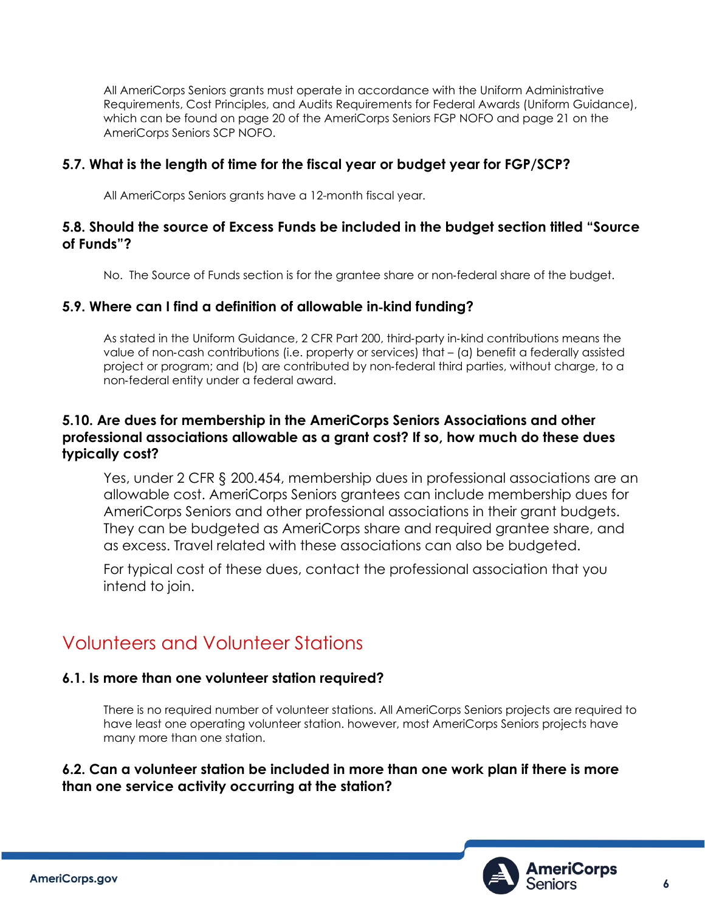All AmeriCorps Seniors grants must operate in accordance with the Uniform Administrative Requirements, Cost Principles, and Audits Requirements for Federal Awards (Uniform Guidance), which can be found on page 20 of the AmeriCorps Seniors FGP NOFO and page 21 on the AmeriCorps Seniors SCP NOFO.

### 5.7. What is the length of time for the fiscal year or budget year for FGP/SCP?

All AmeriCorps Seniors grants have a 12-month fiscal year.

### 5.8. Should the source of Excess Funds be included in the budget section titled "Source of Funds"?

No. The Source of Funds section is for the grantee share or non-federal share of the budget.

### 5.9. Where can I find a definition of allowable in-kind funding?

As stated in the Uniform Guidance, 2 CFR Part 200, third-party in-kind contributions means the value of non-cash contributions (i.e. property or services) that – (a) benefit a federally assisted project or program; and (b) are contributed by non-federal third parties, without charge, to a non-federal entity under a federal award.

### 5.10. Are dues for membership in the AmeriCorps Seniors Associations and other professional associations allowable as a grant cost? If so, how much do these dues typically cost?

Yes, under 2 CFR § 200.454, membership dues in professional associations are an allowable cost. AmeriCorps Seniors grantees can include membership dues for AmeriCorps Seniors and other professional associations in their grant budgets. They can be budgeted as AmeriCorps share and required grantee share, and as excess. Travel related with these associations can also be budgeted.

For typical cost of these dues, contact the professional association that you intend to join.

## Volunteers and Volunteer Stations

### 6.1. Is more than one volunteer station required?

There is no required number of volunteer stations. All AmeriCorps Seniors projects are required to have least one operating volunteer station. however, most AmeriCorps Seniors projects have many more than one station.

### 6.2. Can a volunteer station be included in more than one work plan if there is more than one service activity occurring at the station?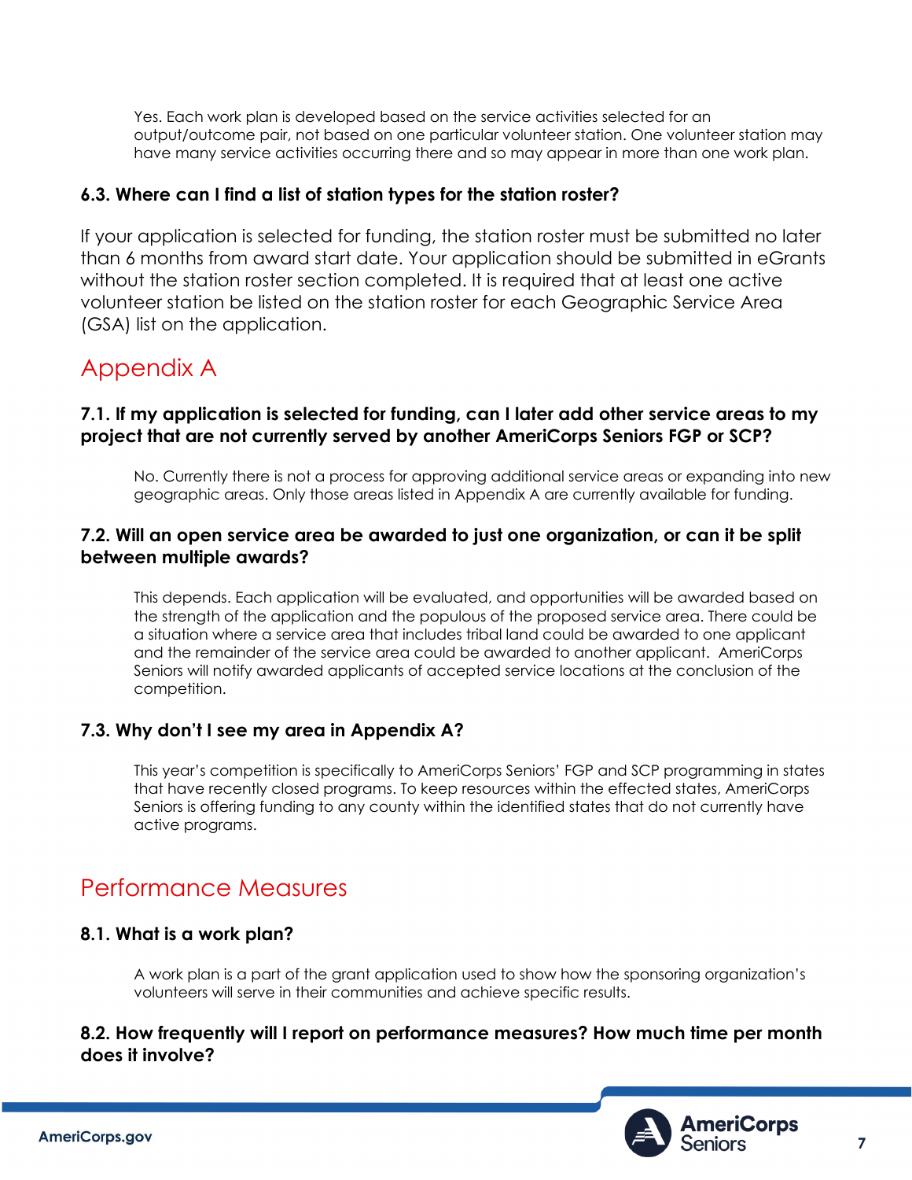Yes. Each work plan is developed based on the service activities selected for an output/outcome pair, not based on one particular volunteer station. One volunteer station may have many service activities occurring there and so may appear in more than one work plan.

### 6.3. Where can I find a list of station types for the station roster?

If your application is selected for funding, the station roster must be submitted no later than 6 months from award start date. Your application should be submitted in eGrants without the station roster section completed. It is required that at least one active volunteer station be listed on the station roster for each Geographic Service Area (GSA) list on the application.

## Appendix A

### 7.1. If my application is selected for funding, can I later add other service areas to my project that are not currently served by another AmeriCorps Seniors FGP or SCP?

No. Currently there is not a process for approving additional service areas or expanding into new geographic areas. Only those areas listed in Appendix A are currently available for funding.

### 7.2. Will an open service area be awarded to just one organization, or can it be split between multiple awards?

This depends. Each application will be evaluated, and opportunities will be awarded based on the strength of the application and the populous of the proposed service area. There could be a situation where a service area that includes tribal land could be awarded to one applicant and the remainder of the service area could be awarded to another applicant. AmeriCorps Seniors will notify awarded applicants of accepted service locations at the conclusion of the competition.

### 7.3. Why don't I see my area in Appendix A?

This year's competition is specifically to AmeriCorps Seniors' FGP and SCP programming in states that have recently closed programs. To keep resources within the effected states, AmeriCorps Seniors is offering funding to any county within the identified states that do not currently have active programs.

## Performance Measures

### 8.1. What is a work plan?

A work plan is a part of the grant application used to show how the sponsoring organization's volunteers will serve in their communities and achieve specific results.

### 8.2. How frequently will I report on performance measures? How much time per month does it involve?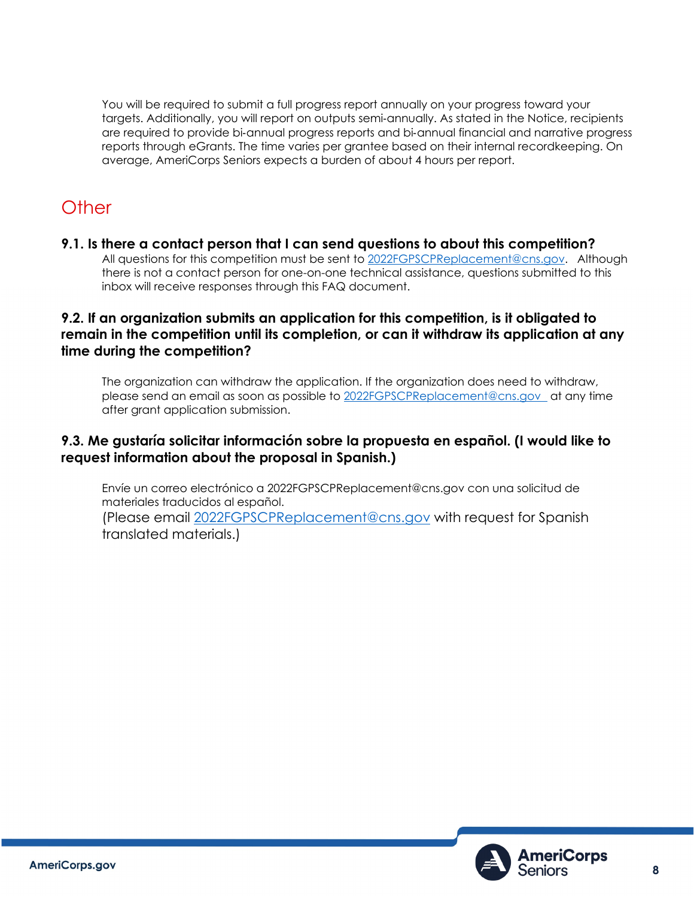You will be required to submit a full progress report annually on your progress toward your targets. Additionally, you will report on outputs semi-annually. As stated in the Notice, recipients are required to provide bi-annual progress reports and bi-annual financial and narrative progress reports through eGrants. The time varies per grantee based on their internal recordkeeping. On average, AmeriCorps Seniors expects a burden of about 4 hours per report.

## Other

### 9.1. Is there a contact person that I can send questions to about this competition?

All questions for this competition must be sent to 2022FGPSCPReplacement@cns.gov. Although there is not a contact person for one-on-one technical assistance, questions submitted to this inbox will receive responses through this FAQ document.

### 9.2. If an organization submits an application for this competition, is it obligated to remain in the competition until its completion, or can it withdraw its application at any time during the competition?

The organization can withdraw the application. If the organization does need to withdraw, please send an email as soon as possible to 2022FGPSCPReplacement@cns.gov at any time after grant application submission.

### 9.3. Me gustaría solicitar información sobre la propuesta en español. (I would like to request information about the proposal in Spanish.)

Envíe un correo electrónico a 2022FGPSCPReplacement@cns.gov con una solicitud de materiales traducidos al español.

(Please email 2022FGPSCPReplacement@cns.gov with request for Spanish translated materials.)